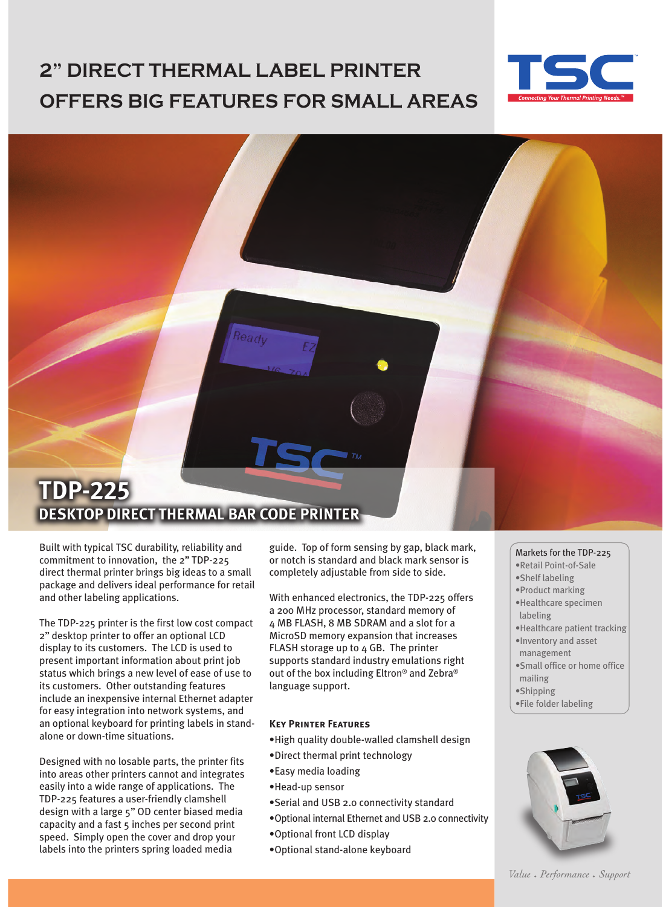# 2" DIRECT THERMAL LABEL PRINTER OFFERS BIG FEATURES FOR SMALL AREAS

TSC
Connecting Your Thermal Printing Needs.™

## TDP-225

### DESKTOP DIRECT THERMAL BAR CODE PRINTER

Built with typical TSC durability, reliability and commitment to innovation, the 2" TDP-225 direct thermal printer brings big ideas to a small package and delivers ideal performance for retail and other labeling applications.

The TDP-225 printer is the first low cost compact 2" desktop printer to offer an optional LCD display to its customers. The LCD is used to present important information about print job status which brings a new level of ease of use to its customers. Other outstanding features include an inexpensive internal Ethernet adapter for easy integration into network systems, and an optional keyboard for printing labels in stand-alone or down-time situations.

Designed with no losable parts, the printer fits into areas other printers cannot and integrates easily into a wide range of applications. The TDP-225 features a user-friendly clamshell design with a large 5" OD center biased media capacity and a fast 5 inches per second print speed. Simply open the cover and drop your labels into the printers spring loaded media guide. Top of form sensing by gap, black mark, or notch is standard and black mark sensor is completely adjustable from side to side.

With enhanced electronics, the TDP-225 offers a 200 MHz processor, standard memory of 4 MB FLASH, 8 MB SDRAM and a slot for a MicroSD memory expansion that increases FLASH storage up to 4 GB. The printer supports standard industry emulations right out of the box including Eltron® and Zebra® language support.

### Key Printer Features

- High quality double-walled clamshell design
- Direct thermal print technology
- Easy media loading
- Head-up sensor
- Serial and USB 2.0 connectivity standard
- Optional internal Ethernet and USB 2.0 connectivity
- Optional front LCD display
- Optional stand-alone keyboard

### Markets for the TDP-225

- Retail Point-of-Sale
- Shelf labeling
- Product marking
- Healthcare specimen labeling
- Healthcare patient tracking
- Inventory and asset management
- Small office or home office mailing
- Shipping
- File folder labeling

*Value . Performance . Support*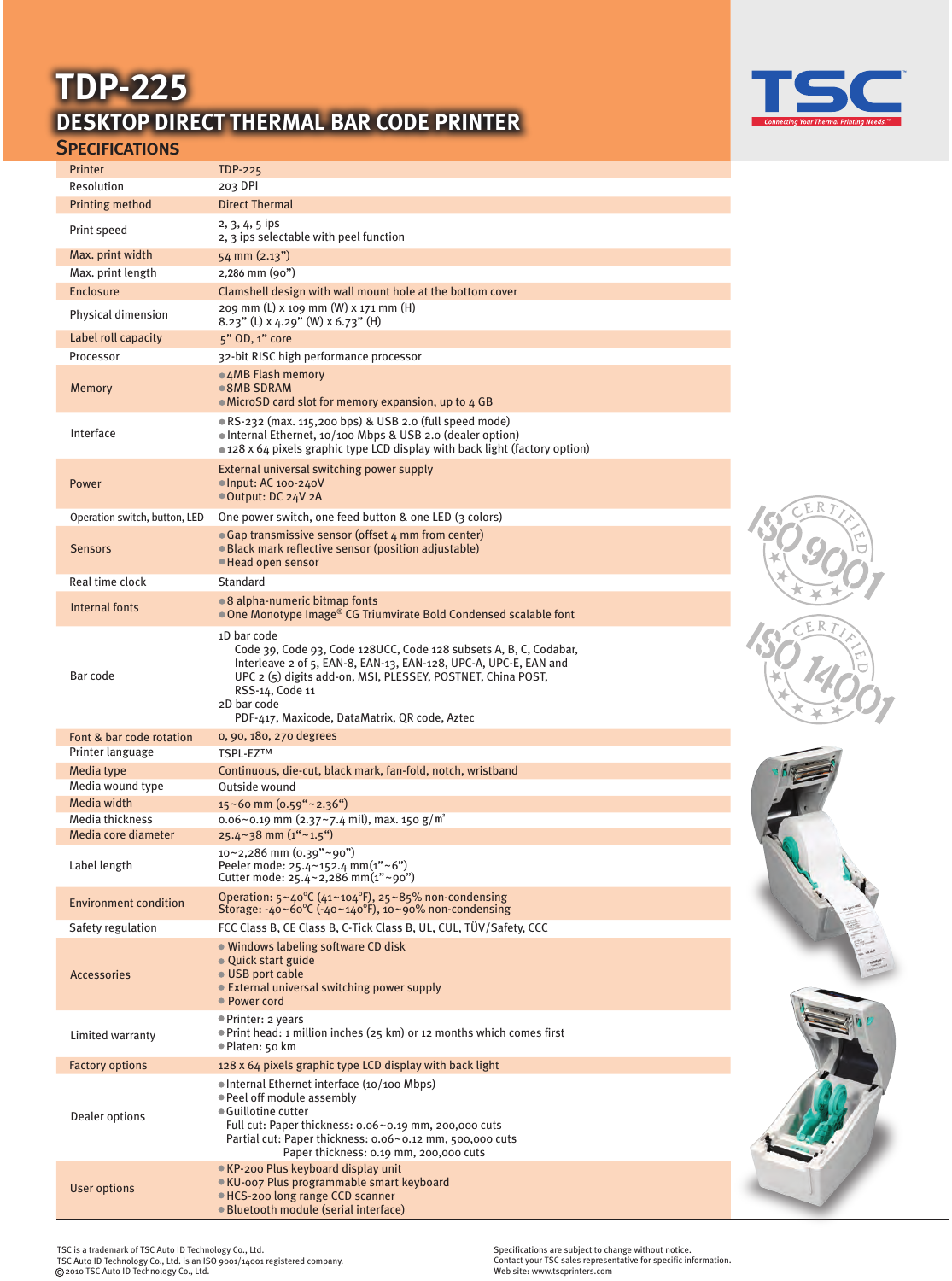# TDP-225

## DESKTOP DIRECT THERMAL BAR CODE PRINTER

### SPECIFICATIONS

| | |
|---|---|
| Printer | TDP-225 |
| Resolution | 203 DPI |
| Printing method | Direct Thermal |
| Print speed | 2, 3, 4, 5 ips<br>2, 3 ips selectable with peel function |
| Max. print width | 54 mm (2.13") |
| Max. print length | 2,286 mm (90") |
| Enclosure | Clamshell design with wall mount hole at the bottom cover |
| Physical dimension | 209 mm (L) x 109 mm (W) x 171 mm (H)<br>8.23" (L) x 4.29" (W) x 6.73" (H) |
| Label roll capacity | 5" OD, 1" core |
| Processor | 32-bit RISC high performance processor |
| Memory | ● 4MB Flash memory<br>● 8MB SDRAM<br>● MicroSD card slot for memory expansion, up to 4 GB |
| Interface | ● RS-232 (max. 115,200 bps) & USB 2.0 (full speed mode)<br>● Internal Ethernet, 10/100 Mbps & USB 2.0 (dealer option)<br>● 128 x 64 pixels graphic type LCD display with back light (factory option) |
| Power | External universal switching power supply<br>● Input: AC 100-240V<br>● Output: DC 24V 2A |
| Operation switch, button, LED | One power switch, one feed button & one LED (3 colors) |
| Sensors | ● Gap transmissive sensor (offset 4 mm from center)<br>● Black mark reflective sensor (position adjustable)<br>● Head open sensor |
| Real time clock | Standard |
| Internal fonts | ● 8 alpha-numeric bitmap fonts<br>● One Monotype Image® CG Triumvirate Bold Condensed scalable font |
| Bar code | 1D bar code<br>Code 39, Code 93, Code 128UCC, Code 128 subsets A, B, C, Codabar, Interleave 2 of 5, EAN-8, EAN-13, EAN-128, UPC-A, UPC-E, EAN and UPC 2 (5) digits add-on, MSI, PLESSEY, POSTNET, China POST, RSS-14, Code 11<br>2D bar code<br>PDF-417, Maxicode, DataMatrix, QR code, Aztec |
| Font & bar code rotation | 0, 90, 180, 270 degrees |
| Printer language | TSPL-EZ™ |
| Media type | Continuous, die-cut, black mark, fan-fold, notch, wristband |
| Media wound type | Outside wound |
| Media width | 15~60 mm (0.59"~2.36") |
| Media thickness | 0.06~0.19 mm (2.37~7.4 mil), max. 150 g/m² |
| Media core diameter | 25.4~38 mm (1"~1.5") |
| Label length | 10~2,286 mm (0.39"~90")<br>Peeler mode: 25.4~152.4 mm(1"~6")<br>Cutter mode: 25.4~2,286 mm(1"~90") |
| Environment condition | Operation: 5~40°C (41~104°F), 25~85% non-condensing<br>Storage: -40~60°C (-40~140°F), 10~90% non-condensing |
| Safety regulation | FCC Class B, CE Class B, C-Tick Class B, UL, CUL, TÜV/Safety, CCC |
| Accessories | ● Windows labeling software CD disk<br>● Quick start guide<br>● USB port cable<br>● External universal switching power supply<br>● Power cord |
| Limited warranty | ● Printer: 2 years<br>● Print head: 1 million inches (25 km) or 12 months which comes first<br>● Platen: 50 km |
| Factory options | 128 x 64 pixels graphic type LCD display with back light |
| Dealer options | ● Internal Ethernet interface (10/100 Mbps)<br>● Peel off module assembly<br>● Guillotine cutter<br>Full cut: Paper thickness: 0.06~0.19 mm, 200,000 cuts<br>Partial cut: Paper thickness: 0.06~0.12 mm, 500,000 cuts<br>Paper thickness: 0.19 mm, 200,000 cuts |
| User options | ● KP-200 Plus keyboard display unit<br>● KU-007 Plus programmable smart keyboard<br>● HCS-200 long range CCD scanner<br>● Bluetooth module (serial interface) |

TSC is a trademark of TSC Auto ID Technology Co., Ltd.
TSC Auto ID Technology Co., Ltd. is an ISO 9001/14001 registered company.
©2010 TSC Auto ID Technology Co., Ltd.

Specifications are subject to change without notice.
Contact your TSC sales representative for specific information.
Web site: www.tscprinters.com